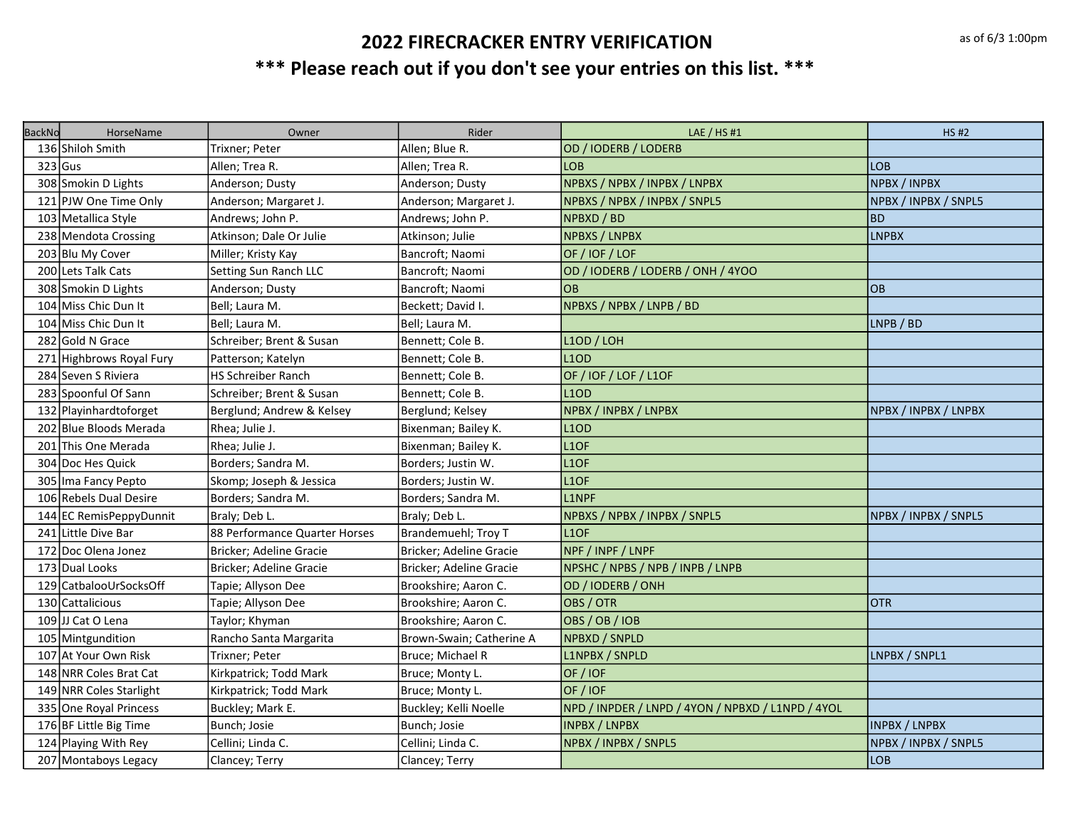# 2022 FIRECRACKER ENTRY VERIFICATION

as of 6/3 1:00pm

## *** Please reach out if you don't see your entries on this list. ***

| BackNo | HorseName | Owner | Rider | LAE / HS #1 | HS #2 |
|---|---|---|---|---|---|
| 136 | Shiloh Smith | Trixner; Peter | Allen; Blue R. | OD / IODERB / LODERB | |
| 323 | Gus | Allen; Trea R. | Allen; Trea R. | LOB | LOB |
| 308 | Smokin D Lights | Anderson; Dusty | Anderson; Dusty | NPBXS / NPBX / INPBX / LNPBX | NPBX / INPBX |
| 121 | PJW One Time Only | Anderson; Margaret J. | Anderson; Margaret J. | NPBXS / NPBX / INPBX / SNPL5 | NPBX / INPBX / SNPL5 |
| 103 | Metallica Style | Andrews; John P. | Andrews; John P. | NPBXD / BD | BD |
| 238 | Mendota Crossing | Atkinson; Dale Or Julie | Atkinson; Julie | NPBXS / LNPBX | LNPBX |
| 203 | Blu My Cover | Miller; Kristy Kay | Bancroft; Naomi | OF / IOF / LOF | |
| 200 | Lets Talk Cats | Setting Sun Ranch LLC | Bancroft; Naomi | OD / IODERB / LODERB / ONH / 4YOO | |
| 308 | Smokin D Lights | Anderson; Dusty | Bancroft; Naomi | OB | OB |
| 104 | Miss Chic Dun It | Bell; Laura M. | Beckett; David I. | NPBXS / NPBX / LNPB / BD | |
| 104 | Miss Chic Dun It | Bell; Laura M. | Bell; Laura M. | | LNPB / BD |
| 282 | Gold N Grace | Schreiber; Brent & Susan | Bennett; Cole B. | L1OD / LOH | |
| 271 | Highbrows Royal Fury | Patterson; Katelyn | Bennett; Cole B. | L1OD | |
| 284 | Seven S Riviera | HS Schreiber Ranch | Bennett; Cole B. | OF / IOF / LOF / L1OF | |
| 283 | Spoonful Of Sann | Schreiber; Brent & Susan | Bennett; Cole B. | L1OD | |
| 132 | Playinhardtoforget | Berglund; Andrew & Kelsey | Berglund; Kelsey | NPBX / INPBX / LNPBX | NPBX / INPBX / LNPBX |
| 202 | Blue Bloods Merada | Rhea; Julie J. | Bixenman; Bailey K. | L1OD | |
| 201 | This One Merada | Rhea; Julie J. | Bixenman; Bailey K. | L1OF | |
| 304 | Doc Hes Quick | Borders; Sandra M. | Borders; Justin W. | L1OF | |
| 305 | Ima Fancy Pepto | Skomp; Joseph & Jessica | Borders; Justin W. | L1OF | |
| 106 | Rebels Dual Desire | Borders; Sandra M. | Borders; Sandra M. | L1NPF | |
| 144 | EC RemisPeppyDunnit | Braly; Deb L. | Braly; Deb L. | NPBXS / NPBX / INPBX / SNPL5 | NPBX / INPBX / SNPL5 |
| 241 | Little Dive Bar | 88 Performance Quarter Horses | Brandemuehl; Troy T | L1OF | |
| 172 | Doc Olena Jonez | Bricker; Adeline Gracie | Bricker; Adeline Gracie | NPF / INPF / LNPF | |
| 173 | Dual Looks | Bricker; Adeline Gracie | Bricker; Adeline Gracie | NPSHC / NPBS / NPB / INPB / LNPB | |
| 129 | CatbalooUrSocksOff | Tapie; Allyson Dee | Brookshire; Aaron C. | OD / IODERB / ONH | |
| 130 | Cattalicious | Tapie; Allyson Dee | Brookshire; Aaron C. | OBS / OTR | OTR |
| 109 | JJ Cat O Lena | Taylor; Khyman | Brookshire; Aaron C. | OBS / OB / IOB | |
| 105 | Mintgundition | Rancho Santa Margarita | Brown-Swain; Catherine A | NPBXD / SNPLD | |
| 107 | At Your Own Risk | Trixner; Peter | Bruce; Michael R | L1NPBX / SNPLD | LNPBX / SNPL1 |
| 148 | NRR Coles Brat Cat | Kirkpatrick; Todd Mark | Bruce; Monty L. | OF / IOF | |
| 149 | NRR Coles Starlight | Kirkpatrick; Todd Mark | Bruce; Monty L. | OF / IOF | |
| 335 | One Royal Princess | Buckley; Mark E. | Buckley; Kelli Noelle | NPD / INPDER / LNPD / 4YON / NPBXD / L1NPD / 4YOL | |
| 176 | BF Little Big Time | Bunch; Josie | Bunch; Josie | INPBX / LNPBX | INPBX / LNPBX |
| 124 | Playing With Rey | Cellini; Linda C. | Cellini; Linda C. | NPBX / INPBX / SNPL5 | NPBX / INPBX / SNPL5 |
| 207 | Montaboys Legacy | Clancey; Terry | Clancey; Terry | | LOB |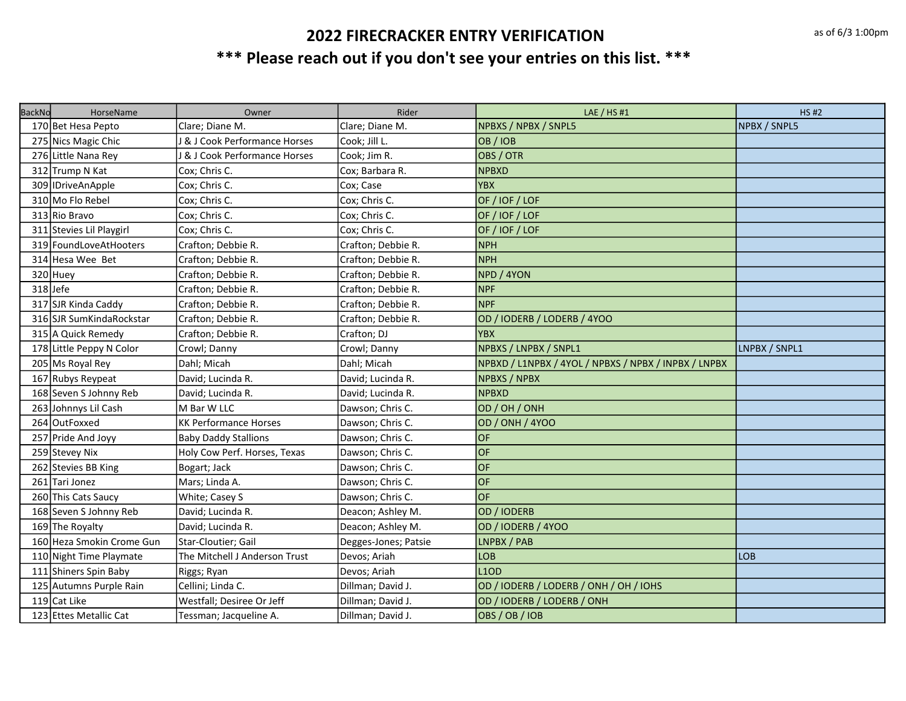# 2022 FIRECRACKER ENTRY VERIFICATION

as of 6/3 1:00pm

## *** Please reach out if you don't see your entries on this list. ***

| BackNo | HorseName | Owner | Rider | LAE / HS #1 | HS #2 |
|---|---|---|---|---|---|
| 170 | Bet Hesa Pepto | Clare; Diane M. | Clare; Diane M. | NPBXS / NPBX / SNPL5 | NPBX / SNPL5 |
| 275 | Nics Magic Chic | J & J Cook Performance Horses | Cook; Jill L. | OB / IOB | |
| 276 | Little Nana Rey | J & J Cook Performance Horses | Cook; Jim R. | OBS / OTR | |
| 312 | Trump N Kat | Cox; Chris C. | Cox; Barbara R. | NPBXD | |
| 309 | IDriveAnApple | Cox; Chris C. | Cox; Case | YBX | |
| 310 | Mo Flo Rebel | Cox; Chris C. | Cox; Chris C. | OF / IOF / LOF | |
| 313 | Rio Bravo | Cox; Chris C. | Cox; Chris C. | OF / IOF / LOF | |
| 311 | Stevies Lil Playgirl | Cox; Chris C. | Cox; Chris C. | OF / IOF / LOF | |
| 319 | FoundLoveAtHooters | Crafton; Debbie R. | Crafton; Debbie R. | NPH | |
| 314 | Hesa Wee Bet | Crafton; Debbie R. | Crafton; Debbie R. | NPH | |
| 320 | Huey | Crafton; Debbie R. | Crafton; Debbie R. | NPD / 4YON | |
| 318 | Jefe | Crafton; Debbie R. | Crafton; Debbie R. | NPF | |
| 317 | SJR Kinda Caddy | Crafton; Debbie R. | Crafton; Debbie R. | NPF | |
| 316 | SJR SumKindaRockstar | Crafton; Debbie R. | Crafton; Debbie R. | OD / IODERB / LODERB / 4YOO | |
| 315 | A Quick Remedy | Crafton; Debbie R. | Crafton; DJ | YBX | |
| 178 | Little Peppy N Color | Crowl; Danny | Crowl; Danny | NPBXS / LNPBX / SNPL1 | LNPBX / SNPL1 |
| 205 | Ms Royal Rey | Dahl; Micah | Dahl; Micah | NPBXD / L1NPBX / 4YOL / NPBXS / NPBX / INPBX / LNPBX | |
| 167 | Rubys Reypeat | David; Lucinda R. | David; Lucinda R. | NPBXS / NPBX | |
| 168 | Seven S Johnny Reb | David; Lucinda R. | David; Lucinda R. | NPBXD | |
| 263 | Johnnys Lil Cash | M Bar W LLC | Dawson; Chris C. | OD / OH / ONH | |
| 264 | OutFoxxed | KK Performance Horses | Dawson; Chris C. | OD / ONH / 4YOO | |
| 257 | Pride And Joyy | Baby Daddy Stallions | Dawson; Chris C. | OF | |
| 259 | Stevey Nix | Holy Cow Perf. Horses, Texas | Dawson; Chris C. | OF | |
| 262 | Stevies BB King | Bogart; Jack | Dawson; Chris C. | OF | |
| 261 | Tari Jonez | Mars; Linda A. | Dawson; Chris C. | OF | |
| 260 | This Cats Saucy | White; Casey S | Dawson; Chris C. | OF | |
| 168 | Seven S Johnny Reb | David; Lucinda R. | Deacon; Ashley M. | OD / IODERB | |
| 169 | The Royalty | David; Lucinda R. | Deacon; Ashley M. | OD / IODERB / 4YOO | |
| 160 | Heza Smokin Crome Gun | Star-Cloutier; Gail | Degges-Jones; Patsie | LNPBX / PAB | |
| 110 | Night Time Playmate | The Mitchell J Anderson Trust | Devos; Ariah | LOB | LOB |
| 111 | Shiners Spin Baby | Riggs; Ryan | Devos; Ariah | L1OD | |
| 125 | Autumns Purple Rain | Cellini; Linda C. | Dillman; David J. | OD / IODERB / LODERB / ONH / OH / IOHS | |
| 119 | Cat Like | Westfall; Desiree Or Jeff | Dillman; David J. | OD / IODERB / LODERB / ONH | |
| 123 | Ettes Metallic Cat | Tessman; Jacqueline A. | Dillman; David J. | OBS / OB / IOB | |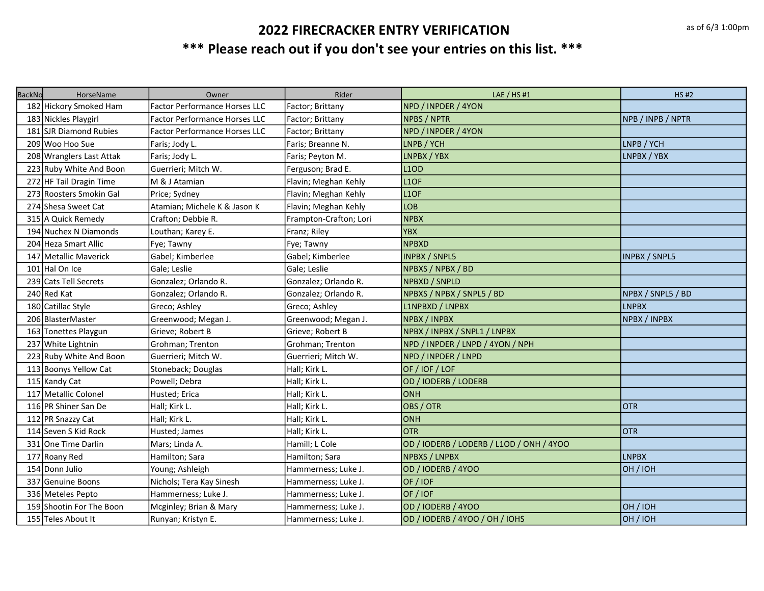# 2022 FIRECRACKER ENTRY VERIFICATION

as of 6/3 1:00pm

## *** Please reach out if you don't see your entries on this list. ***

| BackNo | HorseName | Owner | Rider | LAE / HS #1 | HS #2 |
|---|---|---|---|---|---|
| 182 | Hickory Smoked Ham | Factor Performance Horses LLC | Factor; Brittany | NPD / INPDER / 4YON | |
| 183 | Nickles Playgirl | Factor Performance Horses LLC | Factor; Brittany | NPBS / NPTR | NPB / INPB / NPTR |
| 181 | SJR Diamond Rubies | Factor Performance Horses LLC | Factor; Brittany | NPD / INPDER / 4YON | |
| 209 | Woo Hoo Sue | Faris; Jody L. | Faris; Breanne N. | LNPB / YCH | LNPB / YCH |
| 208 | Wranglers Last Attak | Faris; Jody L. | Faris; Peyton M. | LNPBX / YBX | LNPBX / YBX |
| 223 | Ruby White And Boon | Guerrieri; Mitch W. | Ferguson; Brad E. | L1OD | |
| 272 | HF Tail Dragin Time | M & J Atamian | Flavin; Meghan Kehly | L1OF | |
| 273 | Roosters Smokin Gal | Price; Sydney | Flavin; Meghan Kehly | L1OF | |
| 274 | Shesa Sweet Cat | Atamian; Michele K & Jason K | Flavin; Meghan Kehly | LOB | |
| 315 | A Quick Remedy | Crafton; Debbie R. | Frampton-Crafton; Lori | NPBX | |
| 194 | Nuchex N Diamonds | Louthan; Karey E. | Franz; Riley | YBX | |
| 204 | Heza Smart Allic | Fye; Tawny | Fye; Tawny | NPBXD | |
| 147 | Metallic Maverick | Gabel; Kimberlee | Gabel; Kimberlee | INPBX / SNPL5 | INPBX / SNPL5 |
| 101 | Hal On Ice | Gale; Leslie | Gale; Leslie | NPBXS / NPBX / BD | |
| 239 | Cats Tell Secrets | Gonzalez; Orlando R. | Gonzalez; Orlando R. | NPBXD / SNPLD | |
| 240 | Red Kat | Gonzalez; Orlando R. | Gonzalez; Orlando R. | NPBXS / NPBX / SNPL5 / BD | NPBX / SNPL5 / BD |
| 180 | Catillac Style | Greco; Ashley | Greco; Ashley | L1NPBXD / LNPBX | LNPBX |
| 206 | BlasterMaster | Greenwood; Megan J. | Greenwood; Megan J. | NPBX / INPBX | NPBX / INPBX |
| 163 | Tonettes Playgun | Grieve; Robert B | Grieve; Robert B | NPBX / INPBX / SNPL1 / LNPBX | |
| 237 | White Lightnin | Grohman; Trenton | Grohman; Trenton | NPD / INPDER / LNPD / 4YON / NPH | |
| 223 | Ruby White And Boon | Guerrieri; Mitch W. | Guerrieri; Mitch W. | NPD / INPDER / LNPD | |
| 113 | Boonys Yellow Cat | Stoneback; Douglas | Hall; Kirk L. | OF / IOF / LOF | |
| 115 | Kandy Cat | Powell; Debra | Hall; Kirk L. | OD / IODERB / LODERB | |
| 117 | Metallic Colonel | Husted; Erica | Hall; Kirk L. | ONH | |
| 116 | PR Shiner San De | Hall; Kirk L. | Hall; Kirk L. | OBS / OTR | OTR |
| 112 | PR Snazzy Cat | Hall; Kirk L. | Hall; Kirk L. | ONH | |
| 114 | Seven S Kid Rock | Husted; James | Hall; Kirk L. | OTR | OTR |
| 331 | One Time Darlin | Mars; Linda A. | Hamill; L Cole | OD / IODERB / LODERB / L1OD / ONH / 4YOO | |
| 177 | Roany Red | Hamilton; Sara | Hamilton; Sara | NPBXS / LNPBX | LNPBX |
| 154 | Donn Julio | Young; Ashleigh | Hammerness; Luke J. | OD / IODERB / 4YOO | OH / IOH |
| 337 | Genuine Boons | Nichols; Tera Kay Sinesh | Hammerness; Luke J. | OF / IOF | |
| 336 | Meteles Pepto | Hammerness; Luke J. | Hammerness; Luke J. | OF / IOF | |
| 159 | Shootin For The Boon | Mcginley; Brian & Mary | Hammerness; Luke J. | OD / IODERB / 4YOO | OH / IOH |
| 155 | Teles About It | Runyan; Kristyn E. | Hammerness; Luke J. | OD / IODERB / 4YOO / OH / IOHS | OH / IOH |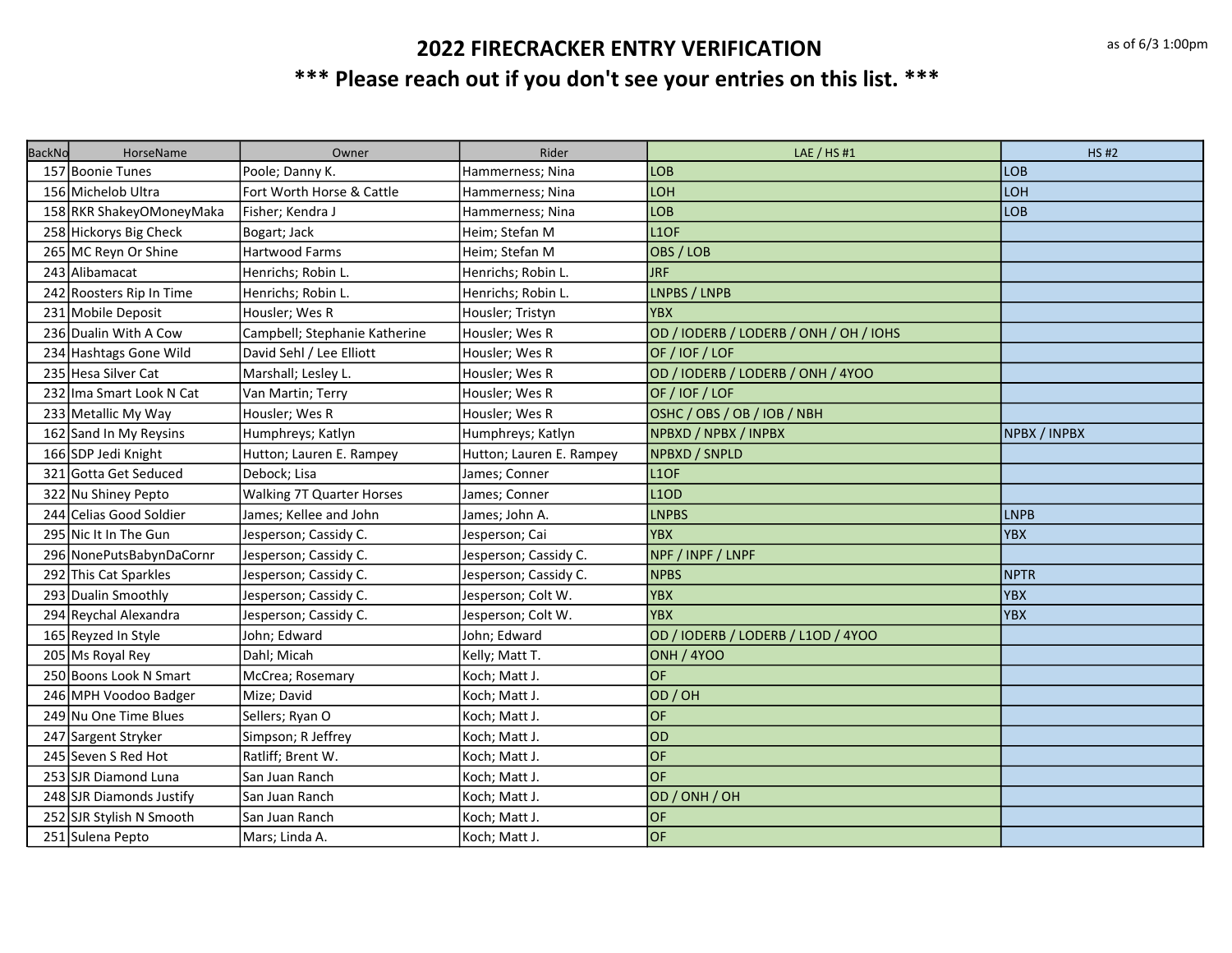# 2022 FIRECRACKER ENTRY VERIFICATION

as of 6/3 1:00pm

## *** Please reach out if you don't see your entries on this list. ***

| BackNo | HorseName | Owner | Rider | LAE / HS #1 | HS #2 |
|---|---|---|---|---|---|
| 157 | Boonie Tunes | Poole; Danny K. | Hammerness; Nina | LOB | LOB |
| 156 | Michelob Ultra | Fort Worth Horse & Cattle | Hammerness; Nina | LOH | LOH |
| 158 | RKR ShakeyOMoneyMaka | Fisher; Kendra J | Hammerness; Nina | LOB | LOB |
| 258 | Hickorys Big Check | Bogart; Jack | Heim; Stefan M | L1OF | |
| 265 | MC Reyn Or Shine | Hartwood Farms | Heim; Stefan M | OBS / LOB | |
| 243 | Alibamacat | Henrichs; Robin L. | Henrichs; Robin L. | JRF | |
| 242 | Roosters Rip In Time | Henrichs; Robin L. | Henrichs; Robin L. | LNPBS / LNPB | |
| 231 | Mobile Deposit | Housler; Wes R | Housler; Tristyn | YBX | |
| 236 | Dualin With A Cow | Campbell; Stephanie Katherine | Housler; Wes R | OD / IODERB / LODERB / ONH / OH / IOHS | |
| 234 | Hashtags Gone Wild | David Sehl / Lee Elliott | Housler; Wes R | OF / IOF / LOF | |
| 235 | Hesa Silver Cat | Marshall; Lesley L. | Housler; Wes R | OD / IODERB / LODERB / ONH / 4YOO | |
| 232 | Ima Smart Look N Cat | Van Martin; Terry | Housler; Wes R | OF / IOF / LOF | |
| 233 | Metallic My Way | Housler; Wes R | Housler; Wes R | OSHC / OBS / OB / IOB / NBH | |
| 162 | Sand In My Reysins | Humphreys; Katlyn | Humphreys; Katlyn | NPBXD / NPBX / INPBX | NPBX / INPBX |
| 166 | SDP Jedi Knight | Hutton; Lauren E. Rampey | Hutton; Lauren E. Rampey | NPBXD / SNPLD | |
| 321 | Gotta Get Seduced | Debock; Lisa | James; Conner | L1OF | |
| 322 | Nu Shiney Pepto | Walking 7T Quarter Horses | James; Conner | L1OD | |
| 244 | Celias Good Soldier | James; Kellee and John | James; John A. | LNPBS | LNPB |
| 295 | Nic It In The Gun | Jesperson; Cassidy C. | Jesperson; Cai | YBX | YBX |
| 296 | NonePutsBabynDaCornr | Jesperson; Cassidy C. | Jesperson; Cassidy C. | NPF / INPF / LNPF | |
| 292 | This Cat Sparkles | Jesperson; Cassidy C. | Jesperson; Cassidy C. | NPBS | NPTR |
| 293 | Dualin Smoothly | Jesperson; Cassidy C. | Jesperson; Colt W. | YBX | YBX |
| 294 | Reychal Alexandra | Jesperson; Cassidy C. | Jesperson; Colt W. | YBX | YBX |
| 165 | Reyzed In Style | John; Edward | John; Edward | OD / IODERB / LODERB / L1OD / 4YOO | |
| 205 | Ms Royal Rey | Dahl; Micah | Kelly; Matt T. | ONH / 4YOO | |
| 250 | Boons Look N Smart | McCrea; Rosemary | Koch; Matt J. | OF | |
| 246 | MPH Voodoo Badger | Mize; David | Koch; Matt J. | OD / OH | |
| 249 | Nu One Time Blues | Sellers; Ryan O | Koch; Matt J. | OF | |
| 247 | Sargent Stryker | Simpson; R Jeffrey | Koch; Matt J. | OD | |
| 245 | Seven S Red Hot | Ratliff; Brent W. | Koch; Matt J. | OF | |
| 253 | SJR Diamond Luna | San Juan Ranch | Koch; Matt J. | OF | |
| 248 | SJR Diamonds Justify | San Juan Ranch | Koch; Matt J. | OD / ONH / OH | |
| 252 | SJR Stylish N Smooth | San Juan Ranch | Koch; Matt J. | OF | |
| 251 | Sulena Pepto | Mars; Linda A. | Koch; Matt J. | OF | |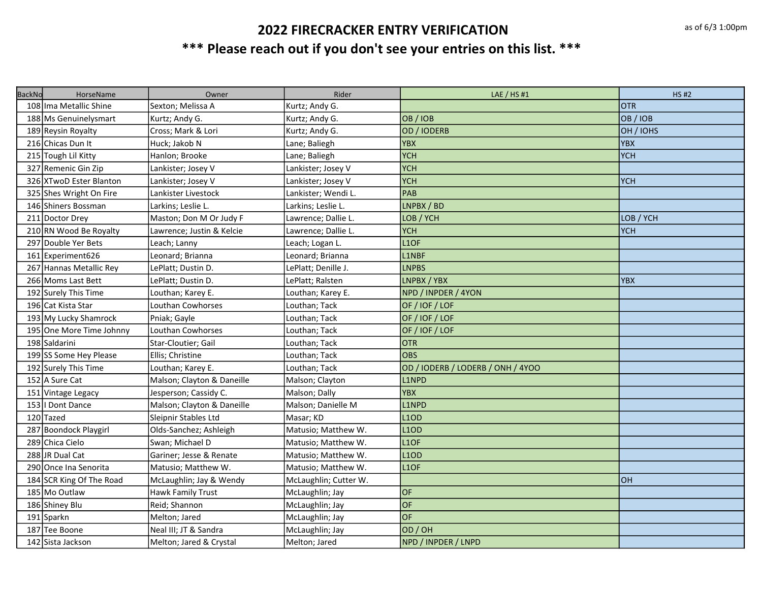# 2022 FIRECRACKER ENTRY VERIFICATION

as of 6/3 1:00pm

## *** Please reach out if you don't see your entries on this list. ***

| BackNo | HorseName | Owner | Rider | LAE / HS #1 | HS #2 |
|---|---|---|---|---|---|
| 108 | Ima Metallic Shine | Sexton; Melissa A | Kurtz; Andy G. | | OTR |
| 188 | Ms Genuinelysmart | Kurtz; Andy G. | Kurtz; Andy G. | OB / IOB | OB / IOB |
| 189 | Reysin Royalty | Cross; Mark & Lori | Kurtz; Andy G. | OD / IODERB | OH / IOHS |
| 216 | Chicas Dun It | Huck; Jakob N | Lane; Baliegh | YBX | YBX |
| 215 | Tough Lil Kitty | Hanlon; Brooke | Lane; Baliegh | YCH | YCH |
| 327 | Remenic Gin Zip | Lankister; Josey V | Lankister; Josey V | YCH | |
| 326 | XTwoD Ester Blanton | Lankister; Josey V | Lankister; Josey V | YCH | YCH |
| 325 | Shes Wright On Fire | Lankister Livestock | Lankister; Wendi L. | PAB | |
| 146 | Shiners Bossman | Larkins; Leslie L. | Larkins; Leslie L. | LNPBX / BD | |
| 211 | Doctor Drey | Maston; Don M Or Judy F | Lawrence; Dallie L. | LOB / YCH | LOB / YCH |
| 210 | RN Wood Be Royalty | Lawrence; Justin & Kelcie | Lawrence; Dallie L. | YCH | YCH |
| 297 | Double Yer Bets | Leach; Lanny | Leach; Logan L. | L1OF | |
| 161 | Experiment626 | Leonard; Brianna | Leonard; Brianna | L1NBF | |
| 267 | Hannas Metallic Rey | LePlatt; Dustin D. | LePlatt; Denille J. | LNPBS | |
| 266 | Moms Last Bett | LePlatt; Dustin D. | LePlatt; Ralsten | LNPBX / YBX | YBX |
| 192 | Surely This Time | Louthan; Karey E. | Louthan; Karey E. | NPD / INPDER / 4YON | |
| 196 | Cat Kista Star | Louthan Cowhorses | Louthan; Tack | OF / IOF / LOF | |
| 193 | My Lucky Shamrock | Pniak; Gayle | Louthan; Tack | OF / IOF / LOF | |
| 195 | One More Time Johnny | Louthan Cowhorses | Louthan; Tack | OF / IOF / LOF | |
| 198 | Saldarini | Star-Cloutier; Gail | Louthan; Tack | OTR | |
| 199 | SS Some Hey Please | Ellis; Christine | Louthan; Tack | OBS | |
| 192 | Surely This Time | Louthan; Karey E. | Louthan; Tack | OD / IODERB / LODERB / ONH / 4YOO | |
| 152 | A Sure Cat | Malson; Clayton & Daneille | Malson; Clayton | L1NPD | |
| 151 | Vintage Legacy | Jesperson; Cassidy C. | Malson; Dally | YBX | |
| 153 | I Dont Dance | Malson; Clayton & Daneille | Malson; Danielle M | L1NPD | |
| 120 | Tazed | Sleipnir Stables Ltd | Masar; KD | L1OD | |
| 287 | Boondock Playgirl | Olds-Sanchez; Ashleigh | Matusio; Matthew W. | L1OD | |
| 289 | Chica Cielo | Swan; Michael D | Matusio; Matthew W. | L1OF | |
| 288 | JR Dual Cat | Gariner; Jesse & Renate | Matusio; Matthew W. | L1OD | |
| 290 | Once Ina Senorita | Matusio; Matthew W. | Matusio; Matthew W. | L1OF | |
| 184 | SCR King Of The Road | McLaughlin; Jay & Wendy | McLaughlin; Cutter W. | | OH |
| 185 | Mo Outlaw | Hawk Family Trust | McLaughlin; Jay | OF | |
| 186 | Shiney Blu | Reid; Shannon | McLaughlin; Jay | OF | |
| 191 | Sparkn | Melton; Jared | McLaughlin; Jay | OF | |
| 187 | Tee Boone | Neal III; JT & Sandra | McLaughlin; Jay | OD / OH | |
| 142 | Sista Jackson | Melton; Jared & Crystal | Melton; Jared | NPD / INPDER / LNPD | |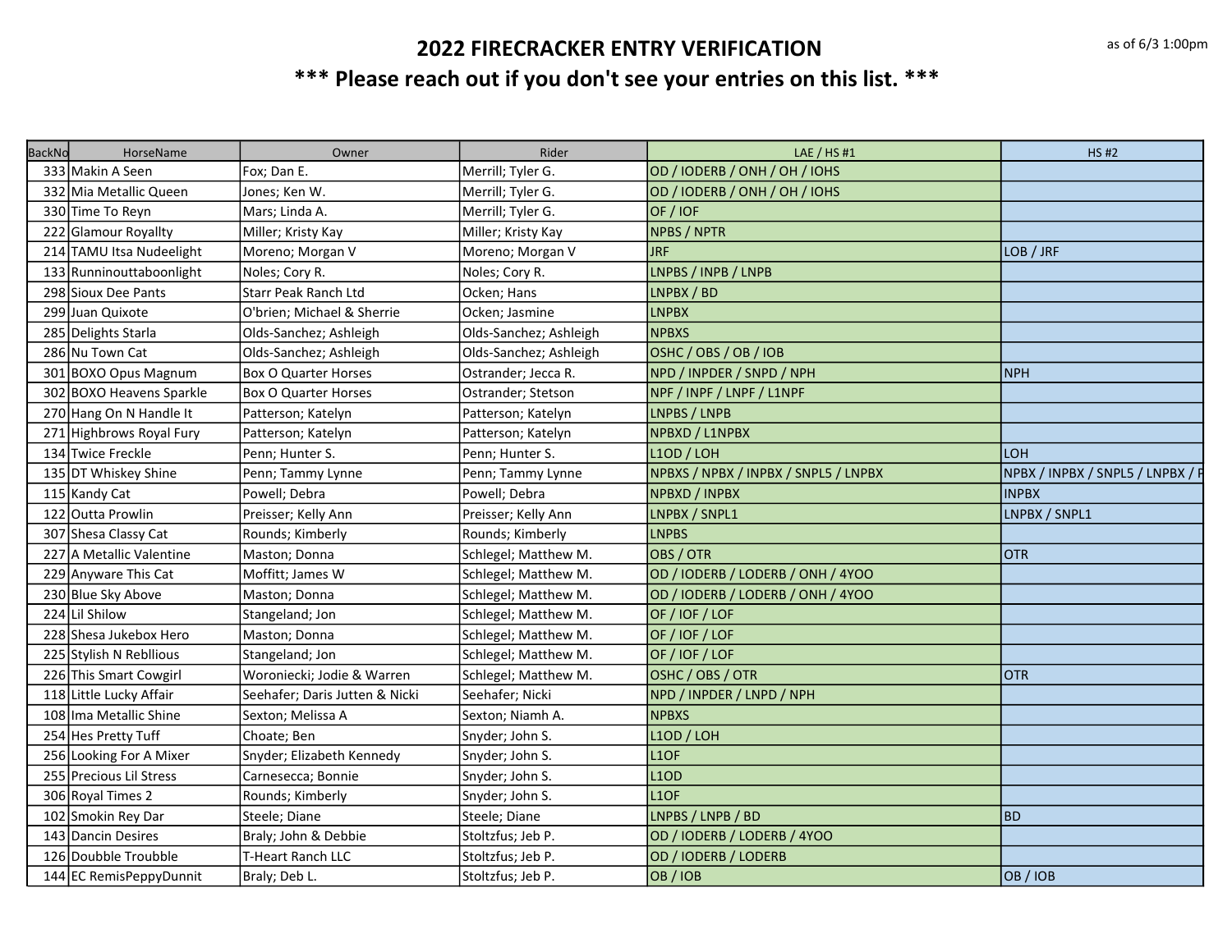# 2022 FIRECRACKER ENTRY VERIFICATION

as of 6/3 1:00pm

## *** Please reach out if you don't see your entries on this list. ***

| BackNo | HorseName | Owner | Rider | LAE / HS #1 | HS #2 |
|---|---|---|---|---|---|
| 333 | Makin A Seen | Fox; Dan E. | Merrill; Tyler G. | OD / IODERB / ONH / OH / IOHS | |
| 332 | Mia Metallic Queen | Jones; Ken W. | Merrill; Tyler G. | OD / IODERB / ONH / OH / IOHS | |
| 330 | Time To Reyn | Mars; Linda A. | Merrill; Tyler G. | OF / IOF | |
| 222 | Glamour Royallty | Miller; Kristy Kay | Miller; Kristy Kay | NPBS / NPTR | |
| 214 | TAMU Itsa Nudeelight | Moreno; Morgan V | Moreno; Morgan V | JRF | LOB / JRF |
| 133 | Runninouttaboonlight | Noles; Cory R. | Noles; Cory R. | LNPBS / INPB / LNPB | |
| 298 | Sioux Dee Pants | Starr Peak Ranch Ltd | Ocken; Hans | LNPBX / BD | |
| 299 | Juan Quixote | O'brien; Michael & Sherrie | Ocken; Jasmine | LNPBX | |
| 285 | Delights Starla | Olds-Sanchez; Ashleigh | Olds-Sanchez; Ashleigh | NPBXS | |
| 286 | Nu Town Cat | Olds-Sanchez; Ashleigh | Olds-Sanchez; Ashleigh | OSHC / OBS / OB / IOB | |
| 301 | BOXO Opus Magnum | Box O Quarter Horses | Ostrander; Jecca R. | NPD / INPDER / SNPD / NPH | NPH |
| 302 | BOXO Heavens Sparkle | Box O Quarter Horses | Ostrander; Stetson | NPF / INPF / LNPF / L1NPF | |
| 270 | Hang On N Handle It | Patterson; Katelyn | Patterson; Katelyn | LNPBS / LNPB | |
| 271 | Highbrows Royal Fury | Patterson; Katelyn | Patterson; Katelyn | NPBXD / L1NPBX | |
| 134 | Twice Freckle | Penn; Hunter S. | Penn; Hunter S. | L1OD / LOH | LOH |
| 135 | DT Whiskey Shine | Penn; Tammy Lynne | Penn; Tammy Lynne | NPBXS / NPBX / INPBX / SNPL5 / LNPBX | NPBX / INPBX / SNPL5 / LNPBX / F |
| 115 | Kandy Cat | Powell; Debra | Powell; Debra | NPBXD / INPBX | INPBX |
| 122 | Outta Prowlin | Preisser; Kelly Ann | Preisser; Kelly Ann | LNPBX / SNPL1 | LNPBX / SNPL1 |
| 307 | Shesa Classy Cat | Rounds; Kimberly | Rounds; Kimberly | LNPBS | |
| 227 | A Metallic Valentine | Maston; Donna | Schlegel; Matthew M. | OBS / OTR | OTR |
| 229 | Anyware This Cat | Moffitt; James W | Schlegel; Matthew M. | OD / IODERB / LODERB / ONH / 4YOO | |
| 230 | Blue Sky Above | Maston; Donna | Schlegel; Matthew M. | OD / IODERB / LODERB / ONH / 4YOO | |
| 224 | Lil Shilow | Stangeland; Jon | Schlegel; Matthew M. | OF / IOF / LOF | |
| 228 | Shesa Jukebox Hero | Maston; Donna | Schlegel; Matthew M. | OF / IOF / LOF | |
| 225 | Stylish N Rebllious | Stangeland; Jon | Schlegel; Matthew M. | OF / IOF / LOF | |
| 226 | This Smart Cowgirl | Woroniecki; Jodie & Warren | Schlegel; Matthew M. | OSHC / OBS / OTR | OTR |
| 118 | Little Lucky Affair | Seehafer; Daris Jutten & Nicki | Seehafer; Nicki | NPD / INPDER / LNPD / NPH | |
| 108 | Ima Metallic Shine | Sexton; Melissa A | Sexton; Niamh A. | NPBXS | |
| 254 | Hes Pretty Tuff | Choate; Ben | Snyder; John S. | L1OD / LOH | |
| 256 | Looking For A Mixer | Snyder; Elizabeth Kennedy | Snyder; John S. | L1OF | |
| 255 | Precious Lil Stress | Carnesecca; Bonnie | Snyder; John S. | L1OD | |
| 306 | Royal Times 2 | Rounds; Kimberly | Snyder; John S. | L1OF | |
| 102 | Smokin Rey Dar | Steele; Diane | Steele; Diane | LNPBS / LNPB / BD | BD |
| 143 | Dancin Desires | Braly; John & Debbie | Stoltzfus; Jeb P. | OD / IODERB / LODERB / 4YOO | |
| 126 | Doubble Troubble | T-Heart Ranch LLC | Stoltzfus; Jeb P. | OD / IODERB / LODERB | |
| 144 | EC RemisPeppyDunnit | Braly; Deb L. | Stoltzfus; Jeb P. | OB / IOB | OB / IOB |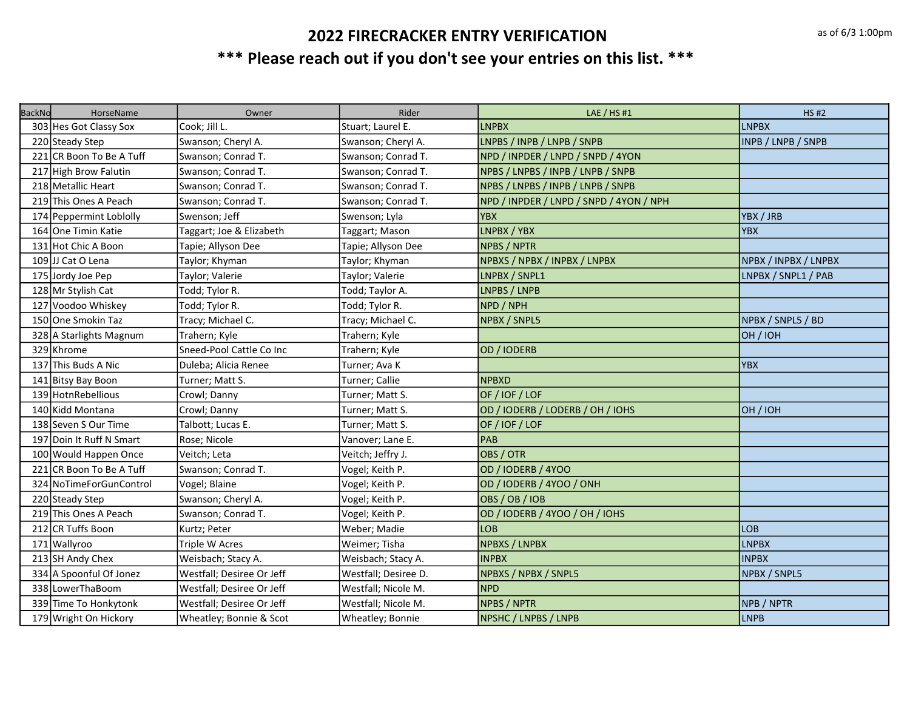# 2022 FIRECRACKER ENTRY VERIFICATION

as of 6/3 1:00pm

## *** Please reach out if you don't see your entries on this list. ***

| BackNo | HorseName | Owner | Rider | LAE / HS #1 | HS #2 |
|---|---|---|---|---|---|
| 303 | Hes Got Classy Sox | Cook; Jill L. | Stuart; Laurel E. | LNPBX | LNPBX |
| 220 | Steady Step | Swanson; Cheryl A. | Swanson; Cheryl A. | LNPBS / INPB / LNPB / SNPB | INPB / LNPB / SNPB |
| 221 | CR Boon To Be A Tuff | Swanson; Conrad T. | Swanson; Conrad T. | NPD / INPDER / LNPD / SNPD / 4YON | |
| 217 | High Brow Falutin | Swanson; Conrad T. | Swanson; Conrad T. | NPBS / LNPBS / INPB / LNPB / SNPB | |
| 218 | Metallic Heart | Swanson; Conrad T. | Swanson; Conrad T. | NPBS / LNPBS / INPB / LNPB / SNPB | |
| 219 | This Ones A Peach | Swanson; Conrad T. | Swanson; Conrad T. | NPD / INPDER / LNPD / SNPD / 4YON / NPH | |
| 174 | Peppermint Loblolly | Swenson; Jeff | Swenson; Lyla | YBX | YBX / JRB |
| 164 | One Timin Katie | Taggart; Joe & Elizabeth | Taggart; Mason | LNPBX / YBX | YBX |
| 131 | Hot Chic A Boon | Tapie; Allyson Dee | Tapie; Allyson Dee | NPBS / NPTR | |
| 109 | JJ Cat O Lena | Taylor; Khyman | Taylor; Khyman | NPBXS / NPBX / INPBX / LNPBX | NPBX / INPBX / LNPBX |
| 175 | Jordy Joe Pep | Taylor; Valerie | Taylor; Valerie | LNPBX / SNPL1 | LNPBX / SNPL1 / PAB |
| 128 | Mr Stylish Cat | Todd; Tylor R. | Todd; Taylor A. | LNPBS / LNPB | |
| 127 | Voodoo Whiskey | Todd; Tylor R. | Todd; Tylor R. | NPD / NPH | |
| 150 | One Smokin Taz | Tracy; Michael C. | Tracy; Michael C. | NPBX / SNPL5 | NPBX / SNPL5 / BD |
| 328 | A Starlights Magnum | Trahern; Kyle | Trahern; Kyle | | OH / IOH |
| 329 | Khrome | Sneed-Pool Cattle Co Inc | Trahern; Kyle | OD / IODERB | |
| 137 | This Buds A Nic | Duleba; Alicia Renee | Turner; Ava K | | YBX |
| 141 | Bitsy Bay Boon | Turner; Matt S. | Turner; Callie | NPBXD | |
| 139 | HotnRebellious | Crowl; Danny | Turner; Matt S. | OF / IOF / LOF | |
| 140 | Kidd Montana | Crowl; Danny | Turner; Matt S. | OD / IODERB / LODERB / OH / IOHS | OH / IOH |
| 138 | Seven S Our Time | Talbott; Lucas E. | Turner; Matt S. | OF / IOF / LOF | |
| 197 | Doin It Ruff N Smart | Rose; Nicole | Vanover; Lane E. | PAB | |
| 100 | Would Happen Once | Veitch; Leta | Veitch; Jeffry J. | OBS / OTR | |
| 221 | CR Boon To Be A Tuff | Swanson; Conrad T. | Vogel; Keith P. | OD / IODERB / 4YOO | |
| 324 | NoTimeForGunControl | Vogel; Blaine | Vogel; Keith P. | OD / IODERB / 4YOO / ONH | |
| 220 | Steady Step | Swanson; Cheryl A. | Vogel; Keith P. | OBS / OB / IOB | |
| 219 | This Ones A Peach | Swanson; Conrad T. | Vogel; Keith P. | OD / IODERB / 4YOO / OH / IOHS | |
| 212 | CR Tuffs Boon | Kurtz; Peter | Weber; Madie | LOB | LOB |
| 171 | Wallyroo | Triple W Acres | Weimer; Tisha | NPBXS / LNPBX | LNPBX |
| 213 | SH Andy Chex | Weisbach; Stacy A. | Weisbach; Stacy A. | INPBX | INPBX |
| 334 | A Spoonful Of Jonez | Westfall; Desiree Or Jeff | Westfall; Desiree D. | NPBXS / NPBX / SNPL5 | NPBX / SNPL5 |
| 338 | LowerThaBoom | Westfall; Desiree Or Jeff | Westfall; Nicole M. | NPD | |
| 339 | Time To Honkytonk | Westfall; Desiree Or Jeff | Westfall; Nicole M. | NPBS / NPTR | NPB / NPTR |
| 179 | Wright On Hickory | Wheatley; Bonnie & Scot | Wheatley; Bonnie | NPSHC / LNPBS / LNPB | LNPB |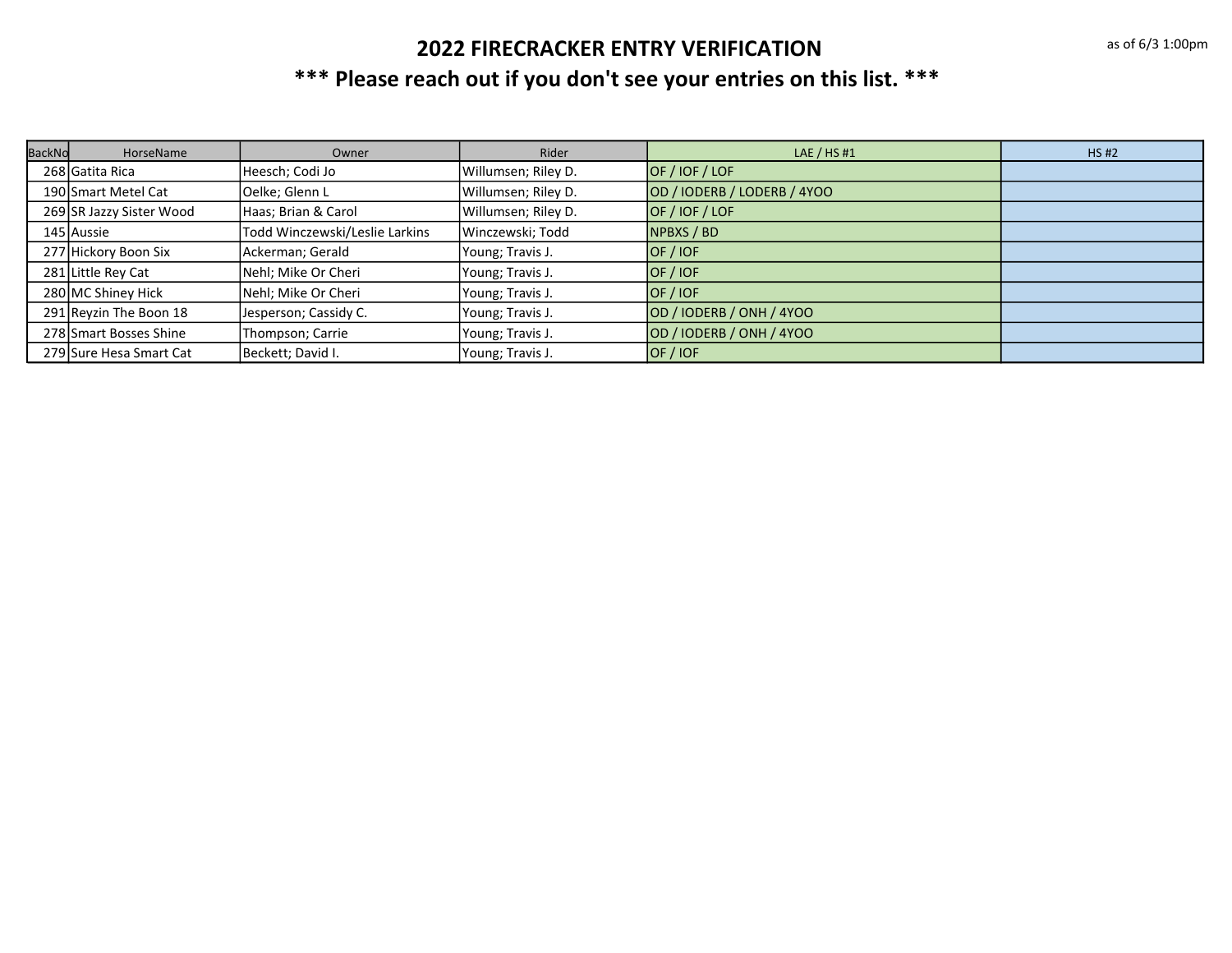# 2022 FIRECRACKER ENTRY VERIFICATION

as of 6/3 1:00pm

## *** Please reach out if you don't see your entries on this list. ***

| BackNo | HorseName | Owner | Rider | LAE / HS #1 | HS #2 |
|---|---|---|---|---|---|
| 268 | Gatita Rica | Heesch; Codi Jo | Willumsen; Riley D. | OF / IOF / LOF | |
| 190 | Smart Metel Cat | Oelke; Glenn L | Willumsen; Riley D. | OD / IODERB / LODERB / 4YOO | |
| 269 | SR Jazzy Sister Wood | Haas; Brian & Carol | Willumsen; Riley D. | OF / IOF / LOF | |
| 145 | Aussie | Todd Winczewski/Leslie Larkins | Winczewski; Todd | NPBXS / BD | |
| 277 | Hickory Boon Six | Ackerman; Gerald | Young; Travis J. | OF / IOF | |
| 281 | Little Rey Cat | Nehl; Mike Or Cheri | Young; Travis J. | OF / IOF | |
| 280 | MC Shiney Hick | Nehl; Mike Or Cheri | Young; Travis J. | OF / IOF | |
| 291 | Reyzin The Boon 18 | Jesperson; Cassidy C. | Young; Travis J. | OD / IODERB / ONH / 4YOO | |
| 278 | Smart Bosses Shine | Thompson; Carrie | Young; Travis J. | OD / IODERB / ONH / 4YOO | |
| 279 | Sure Hesa Smart Cat | Beckett; David I. | Young; Travis J. | OF / IOF | |